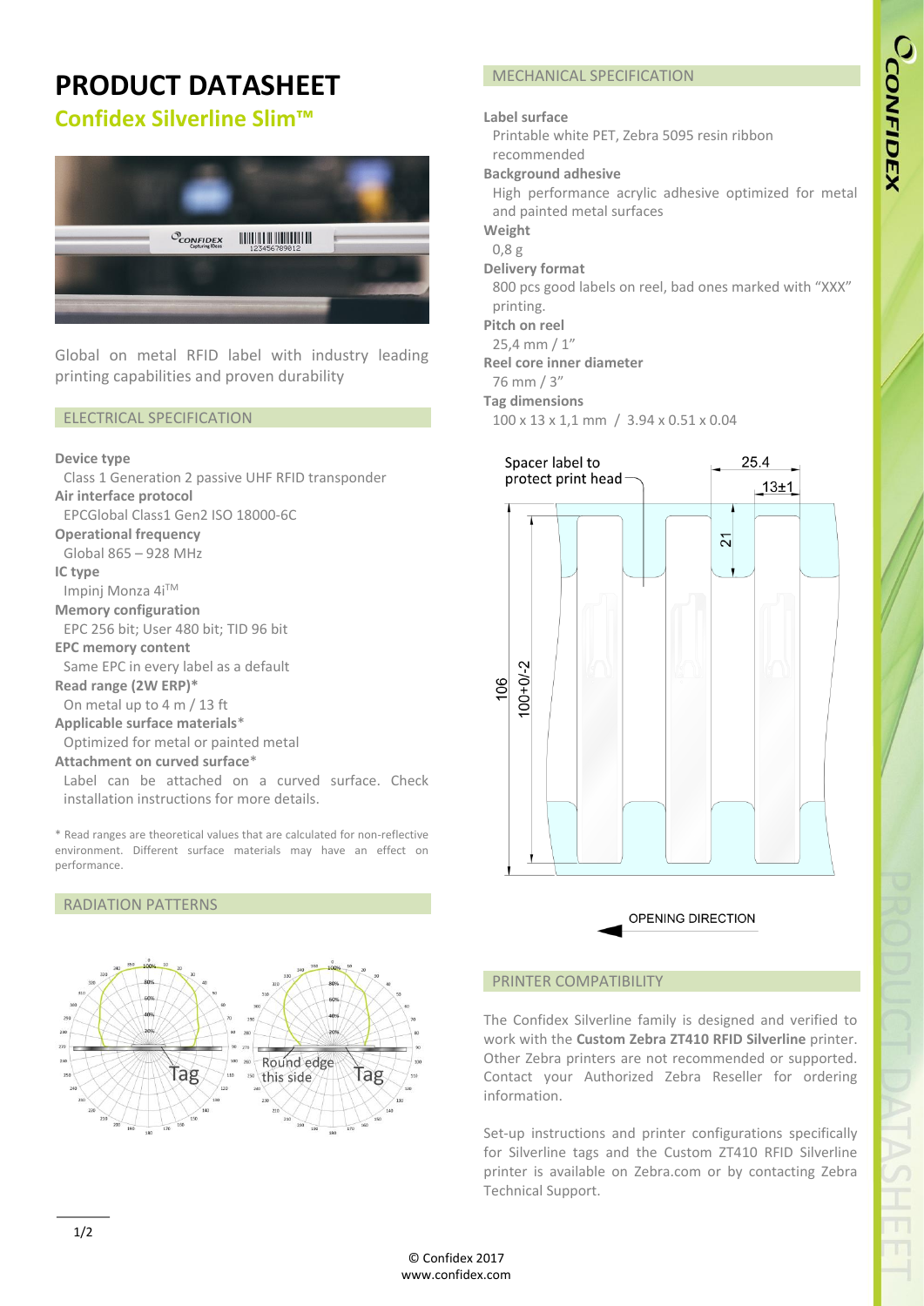# PRODUCT DATASHEET

## Confidex Silverline Slim™

Global on metal RFID label with industry leading printing capabilities and proven durability

## ELECTRICAL SPECIFICATION

**Device type**
Class 1 Generation 2 passive UHF RFID transponder

**Air interface protocol**
EPCGlobal Class1 Gen2 ISO 18000-6C

**Operational frequency**
Global 865 – 928 MHz

**IC type**
Impinj Monza 4i™

**Memory configuration**
EPC 256 bit; User 480 bit; TID 96 bit

**EPC memory content**
Same EPC in every label as a default

**Read range (2W ERP)***
On metal up to 4 m / 13 ft

**Applicable surface materials***
Optimized for metal or painted metal

**Attachment on curved surface***
Label can be attached on a curved surface. Check installation instructions for more details.

* Read ranges are theoretical values that are calculated for non-reflective environment. Different surface materials may have an effect on performance.

## RADIATION PATTERNS

Tag

Round edge this side   Tag

## MECHANICAL SPECIFICATION

**Label surface**
Printable white PET, Zebra 5095 resin ribbon recommended

**Background adhesive**
High performance acrylic adhesive optimized for metal and painted metal surfaces

**Weight**
0,8 g

**Delivery format**
800 pcs good labels on reel, bad ones marked with "XXX" printing.

**Pitch on reel**
25,4 mm / 1"

**Reel core inner diameter**
76 mm / 3"

**Tag dimensions**
100 x 13 x 1,1 mm / 3.94 x 0.51 x 0.04

Spacer label to protect print head

25.4

13±1

21

106

100+0/-2

OPENING DIRECTION

## PRINTER COMPATIBILITY

The Confidex Silverline family is designed and verified to work with the **Custom Zebra ZT410 RFID Silverline** printer. Other Zebra printers are not recommended or supported. Contact your Authorized Zebra Reseller for ordering information.

Set-up instructions and printer configurations specifically for Silverline tags and the Custom ZT410 RFID Silverline printer is available on Zebra.com or by contacting Zebra Technical Support.

© Confidex 2017
www.confidex.com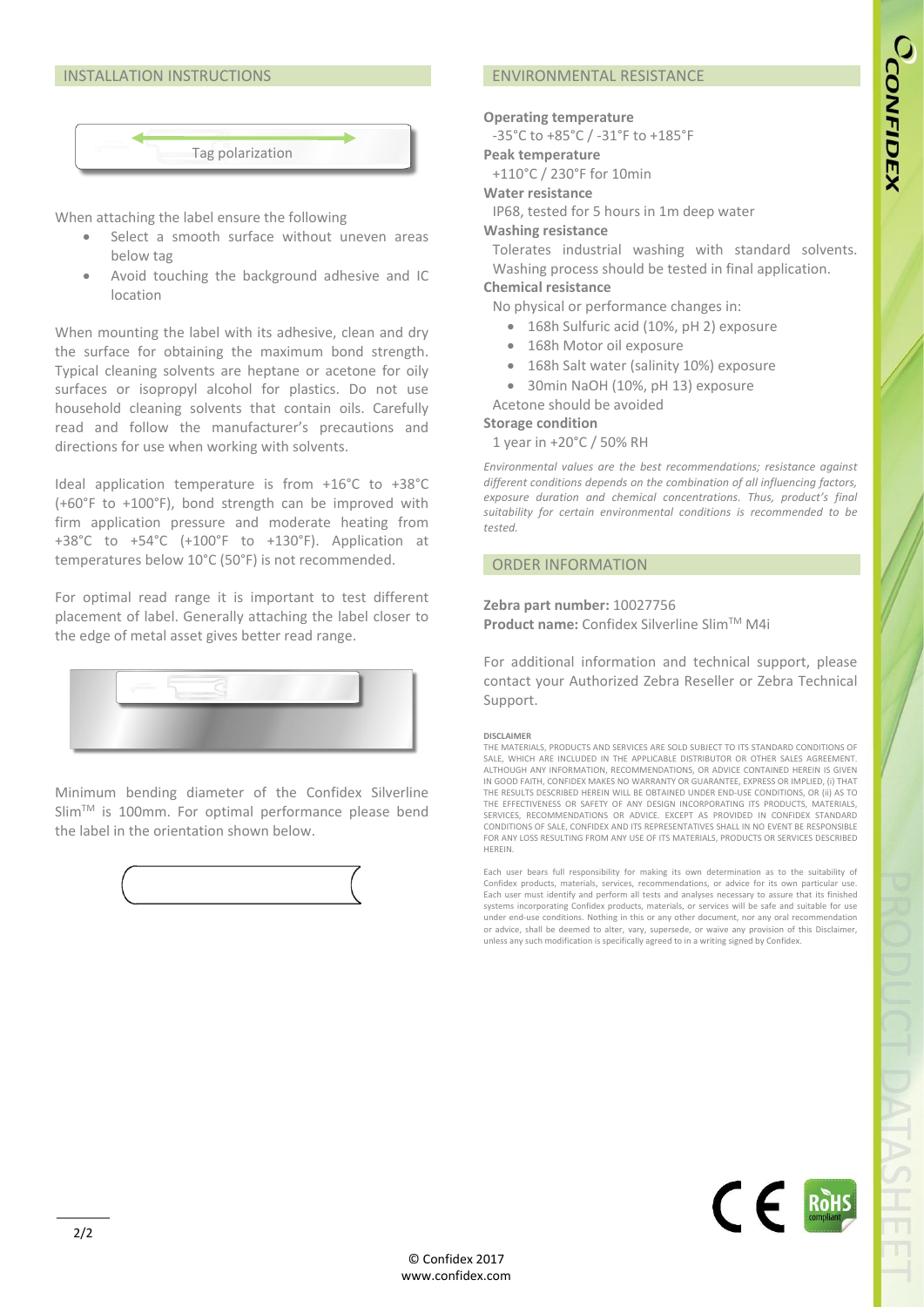## INSTALLATION INSTRUCTIONS

Tag polarization

When attaching the label ensure the following

- Select a smooth surface without uneven areas below tag
- Avoid touching the background adhesive and IC location

When mounting the label with its adhesive, clean and dry the surface for obtaining the maximum bond strength. Typical cleaning solvents are heptane or acetone for oily surfaces or isopropyl alcohol for plastics. Do not use household cleaning solvents that contain oils. Carefully read and follow the manufacturer's precautions and directions for use when working with solvents.

Ideal application temperature is from +16°C to +38°C (+60°F to +100°F), bond strength can be improved with firm application pressure and moderate heating from +38°C to +54°C (+100°F to +130°F). Application at temperatures below 10°C (50°F) is not recommended.

For optimal read range it is important to test different placement of label. Generally attaching the label closer to the edge of metal asset gives better read range.

Minimum bending diameter of the Confidex Silverline Slim™ is 100mm. For optimal performance please bend the label in the orientation shown below.

## ENVIRONMENTAL RESISTANCE

**Operating temperature**
-35°C to +85°C / -31°F to +185°F

**Peak temperature**
+110°C / 230°F for 10min

**Water resistance**
IP68, tested for 5 hours in 1m deep water

**Washing resistance**
Tolerates industrial washing with standard solvents. Washing process should be tested in final application.

**Chemical resistance**
No physical or performance changes in:

- 168h Sulfuric acid (10%, pH 2) exposure
- 168h Motor oil exposure
- 168h Salt water (salinity 10%) exposure
- 30min NaOH (10%, pH 13) exposure

Acetone should be avoided

**Storage condition**
1 year in +20°C / 50% RH

*Environmental values are the best recommendations; resistance against different conditions depends on the combination of all influencing factors, exposure duration and chemical concentrations. Thus, product's final suitability for certain environmental conditions is recommended to be tested.*

## ORDER INFORMATION

**Zebra part number:** 10027756
**Product name:** Confidex Silverline Slim™ M4i

For additional information and technical support, please contact your Authorized Zebra Reseller or Zebra Technical Support.

DISCLAIMER
THE MATERIALS, PRODUCTS AND SERVICES ARE SOLD SUBJECT TO ITS STANDARD CONDITIONS OF SALE, WHICH ARE INCLUDED IN THE APPLICABLE DISTRIBUTOR OR OTHER SALES AGREEMENT. ALTHOUGH ANY INFORMATION, RECOMMENDATIONS, OR ADVICE CONTAINED HEREIN IS GIVEN IN GOOD FAITH, CONFIDEX MAKES NO WARRANTY OR GUARANTEE, EXPRESS OR IMPLIED, (i) THAT THE RESULTS DESCRIBED HEREIN WILL BE OBTAINED UNDER END-USE CONDITIONS, OR (ii) AS TO THE EFFECTIVENESS OR SAFETY OF ANY DESIGN INCORPORATING ITS PRODUCTS, MATERIALS, SERVICES, RECOMMENDATIONS OR ADVICE. EXCEPT AS PROVIDED IN CONFIDEX STANDARD CONDITIONS OF SALE, CONFIDEX AND ITS REPRESENTATIVES SHALL IN NO EVENT BE RESPONSIBLE FOR ANY LOSS RESULTING FROM ANY USE OF ITS MATERIALS, PRODUCTS OR SERVICES DESCRIBED HEREIN.

Each user bears full responsibility for making its own determination as to the suitability of Confidex products, materials, services, recommendations, or advice for its own particular use. Each user must identify and perform all tests and analyses necessary to assure that its finished systems incorporating Confidex products, materials, or services will be safe and suitable for use under end-use conditions. Nothing in this or any other document, nor any oral recommendation or advice, shall be deemed to alter, vary, supersede, or waive any provision of this Disclaimer, unless any such modification is specifically agreed to in a writing signed by Confidex.

© Confidex 2017
www.confidex.com